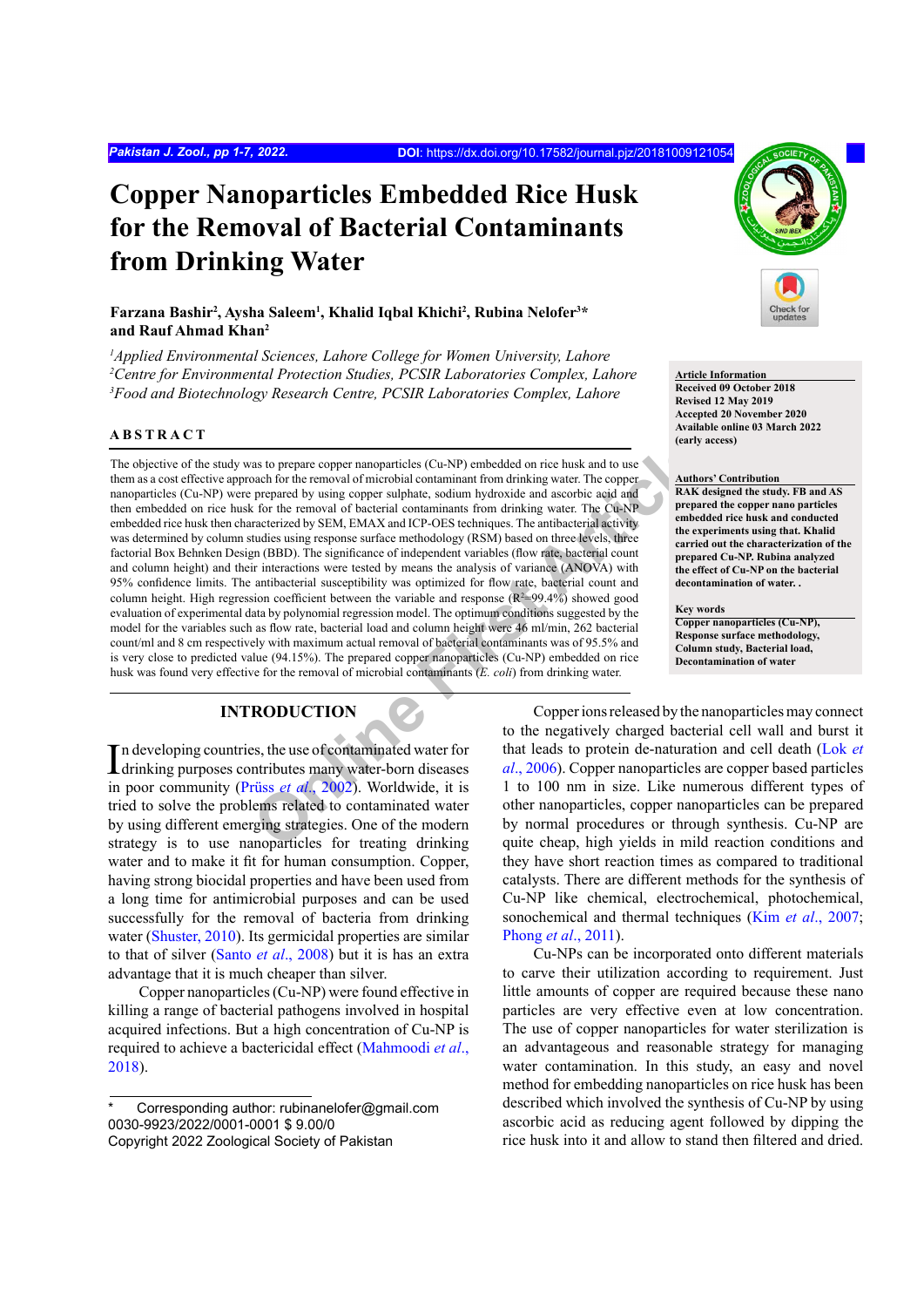# Copper Nanoparticles Embedded Rice Husk for the Removal of Bacterial Contaminants from Drinking Water

**Farzana Bashir[2], Aysha Saleem[1], Khalid Iqbal Khichi[2], Rubina Nelofer[3]* and Rauf Ahmad Khan[2]**

[1]*Applied Environmental Sciences, Lahore College for Women University, Lahore*
[2]*Centre for Environmental Protection Studies, PCSIR Laboratories Complex, Lahore*
[3]*Food and Biotechnology Research Centre, PCSIR Laboratories Complex, Lahore*

**Article Information**
Received 09 October 2018
Revised 12 May 2019
Accepted 20 November 2020
Available online 03 March 2022 (early access)

**Authors' Contribution**
RAK designed the study. FB and AS prepared the copper nano particles embedded rice husk and conducted the experiments using that. Khalid carried out the characterization of the prepared Cu-NP. Rubina analyzed the effect of Cu-NP on the bacterial decontamination of water. .

**Key words**
Copper nanoparticles (Cu-NP), Response surface methodology, Column study, Bacterial load, Decontamination of water

## ABSTRACT

The objective of the study was to prepare copper nanoparticles (Cu-NP) embedded on rice husk and to use them as a cost effective approach for the removal of microbial contaminant from drinking water. The copper nanoparticles (Cu-NP) were prepared by using copper sulphate, sodium hydroxide and ascorbic acid and then embedded on rice husk for the removal of bacterial contaminants from drinking water. The Cu-NP embedded rice husk then characterized by SEM, EMAX and ICP-OES techniques. The antibacterial activity was determined by column studies using response surface methodology (RSM) based on three levels, three factorial Box Behnken Design (BBD). The significance of independent variables (flow rate, bacterial count and column height) and their interactions were tested by the analysis of variance (ANOVA) with 95% confidence limits. The antibacterial susceptibility was optimized for flow rate, bacterial count and column height. High regression coefficient between the variable and response ($R^2$=99.4%) showed good evaluation of experimental data by polynomial regression model. The optimum conditions suggested by the model for the variables such as flow rate, bacterial load and column height were 46 ml/min, 262 bacterial count/ml and 8 cm respectively with maximum actual removal of bacterial contaminants was of 95.5% and is very close to predicted value (94.15%). The prepared copper nanoparticles (Cu-NP) embedded on rice husk was found very effective for the removal of microbial contaminants (*E. coli*) from drinking water.

## INTRODUCTION

In developing countries, the use of contaminated water for drinking purposes contributes many water-born diseases in poor community (Prüss *et al*., 2002). Worldwide, it is tried to solve the problems related to contaminated water by using different emerging strategies. One of the modern strategy is to use nanoparticles for treating drinking water and to make it fit for human consumption. Copper, having strong biocidal properties and have been used from a long time for antimicrobial purposes and can be used successfully for the removal of bacteria from drinking water (Shuster, 2010). Its germicidal properties are similar to that of silver (Santo *et al*., 2008) but it is has an extra advantage that it is much cheaper than silver.

Copper nanoparticles (Cu-NP) were found effective in killing a range of bacterial pathogens involved in hospital acquired infections. But a high concentration of Cu-NP is required to achieve a bactericidal effect (Mahmoodi *et al*., 2018).

Copper ions released by the nanoparticles may connect to the negatively charged bacterial cell wall and burst it that leads to protein de-naturation and cell death (Lok *et al*., 2006). Copper nanoparticles are copper based particles 1 to 100 nm in size. Like numerous different types of other nanoparticles, copper nanoparticles can be prepared by normal procedures or through synthesis. Cu-NP are quite cheap, high yields in mild reaction conditions and they have short reaction times as compared to traditional catalysts. There are different methods for the synthesis of Cu-NP like chemical, electrochemical, photochemical, sonochemical and thermal techniques (Kim *et al*., 2007; Phong *et al*., 2011).

Cu-NPs can be incorporated onto different materials to carve their utilization according to requirement. Just little amounts of copper are required because these nano particles are very effective even at low concentration. The use of copper nanoparticles for water sterilization is an advantageous and reasonable strategy for managing water contamination. In this study, an easy and novel method for embedding nanoparticles on rice husk has been described which involved the synthesis of Cu-NP by using ascorbic acid as reducing agent followed by dipping the rice husk into it and allow to stand then filtered and dried.

\* Corresponding author: rubinanelofer@gmail.com
0030-9923/2022/0001-0001 $ 9.00/0
Copyright 2022 Zoological Society of Pakistan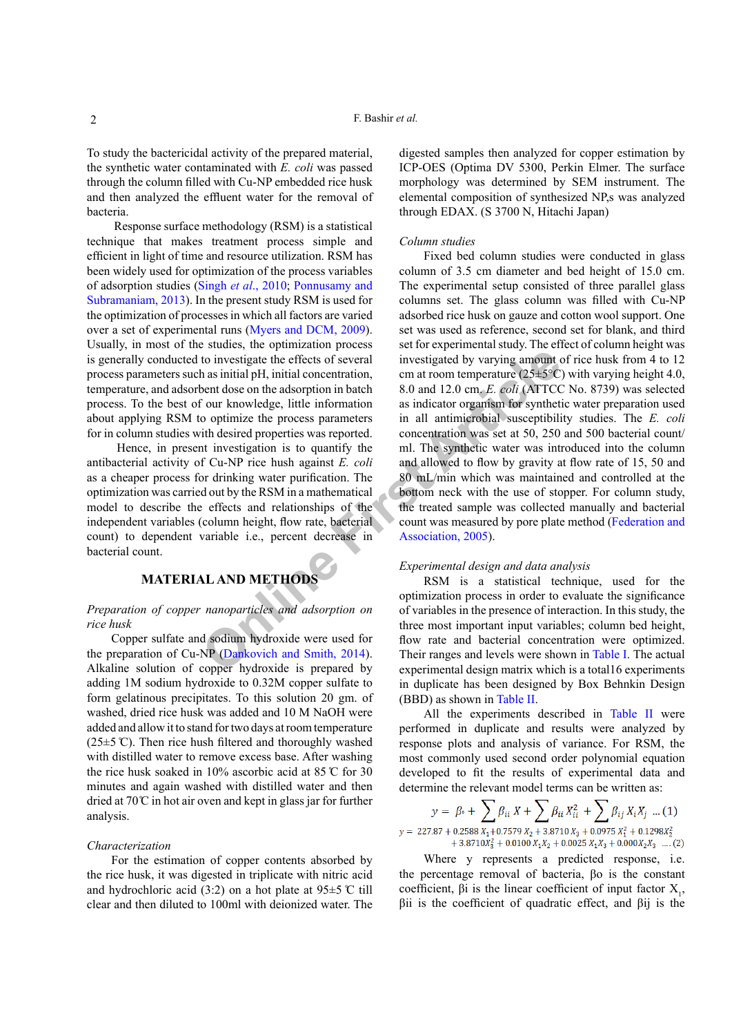To study the bactericidal activity of the prepared material, the synthetic water contaminated with *E. coli* was passed through the column filled with Cu-NP embedded rice husk and then analyzed the effluent water for the removal of bacteria.

Response surface methodology (RSM) is a statistical technique that makes treatment process simple and efficient in light of time and resource utilization. RSM has been widely used for optimization of the process variables of adsorption studies (Singh *et al*., 2010; Ponnusamy and Subramaniam, 2013). In the present study RSM is used for the optimization of processes in which all factors are varied over a set of experimental runs (Myers and DCM, 2009). Usually, in most of the studies, the optimization process is generally conducted to investigate the effects of several process parameters such as initial pH, initial concentration, temperature, and adsorbent dose on the adsorption in batch process. To the best of our knowledge, little information about applying RSM to optimize the process parameters for in column studies with desired properties was reported.

Hence, in present investigation is to quantify the antibacterial activity of Cu-NP rice hush against *E. coli* as a cheaper process for drinking water purification. The optimization was carried out by the RSM in a mathematical model to describe the effects and relationships of the independent variables (column height, flow rate, bacterial count) to dependent variable i.e., percent decrease in bacterial count.

## MATERIAL AND METHODS

### *Preparation of copper nanoparticles and adsorption on rice husk*

Copper sulfate and sodium hydroxide were used for the preparation of Cu-NP (Dankovich and Smith, 2014). Alkaline solution of copper hydroxide is prepared by adding 1M sodium hydroxide to 0.32M copper sulfate to form gelatinous precipitates. To this solution 20 gm. of washed, dried rice husk was added and 10 M NaOH were added and allow it to stand for two days at room temperature (25±5 ℃). Then rice hush filtered and thoroughly washed with distilled water to remove excess base. After washing the rice husk soaked in 10% ascorbic acid at 85 ℃ for 30 minutes and again washed with distilled water and then dried at 70℃ in hot air oven and kept in glass jar for further analysis.

### *Characterization*

For the estimation of copper contents absorbed by the rice husk, it was digested in triplicate with nitric acid and hydrochloric acid (3:2) on a hot plate at 95±5 ℃ till clear and then diluted to 100ml with deionized water. The digested samples then analyzed for copper estimation by ICP-OES (Optima DV 5300, Perkin Elmer. The surface morphology was determined by SEM instrument. The elemental composition of synthesized NP,s was analyzed through EDAX. (S 3700 N, Hitachi Japan)

### *Column studies*

Fixed bed column studies were conducted in glass column of 3.5 cm diameter and bed height of 15.0 cm. The experimental setup consisted of three parallel glass columns set. The glass column was filled with Cu-NP adsorbed rice husk on gauze and cotton wool support. One set was used as reference, second set for blank, and third set for experimental study. The effect of column height was investigated by varying amount of rice husk from 4 to 12 cm at room temperature (25±5°C) with varying height 4.0, 8.0 and 12.0 cm. *E. coli* (ATTCC No. 8739) was selected as indicator organism for synthetic water preparation used in all antimicrobial susceptibility studies. The *E. coli* concentration was set at 50, 250 and 500 bacterial count/ml. The synthetic water was introduced into the column and allowed to flow by gravity at flow rate of 15, 50 and 80 mL/min which was maintained and controlled at the bottom neck with the use of stopper. For column study, the treated sample was collected manually and bacterial count was measured by pore plate method (Federation and Association, 2005).

### *Experimental design and data analysis*

RSM is a statistical technique, used for the optimization process in order to evaluate the significance of variables in the presence of interaction. In this study, the three most important input variables; column bed height, flow rate and bacterial concentration were optimized. Their ranges and levels were shown in Table I. The actual experimental design matrix which is a total16 experiments in duplicate has been designed by Box Behnkin Design (BBD) as shown in Table II.

All the experiments described in Table II were performed in duplicate and results were analyzed by response plots and analysis of variance. For RSM, the most commonly used second order polynomial equation developed to fit the results of experimental data and determine the relevant model terms can be written as:

$$y = \beta_o + \sum \beta_{ii} X + \sum \beta_{ii} X_{ii}^2 + \sum \beta_{ij} X_i X_j \quad ...(1)$$

$$y = 227.87 + 0.2588\,X_1 + 0.7579\,X_2 + 3.8710\,X_3 + 0.0975\,X_1^2 + 0.1298X_2^2 + 3.8710X_3^2 + 0.0100\,X_1X_2 + 0.0025\,X_1X_3 + 0.000X_2X_3 \quad ....(2)$$

Where y represents a predicted response, i.e. the percentage removal of bacteria, βo is the constant coefficient, βi is the linear coefficient of input factor $X_i$, βii is the coefficient of quadratic effect, and βij is the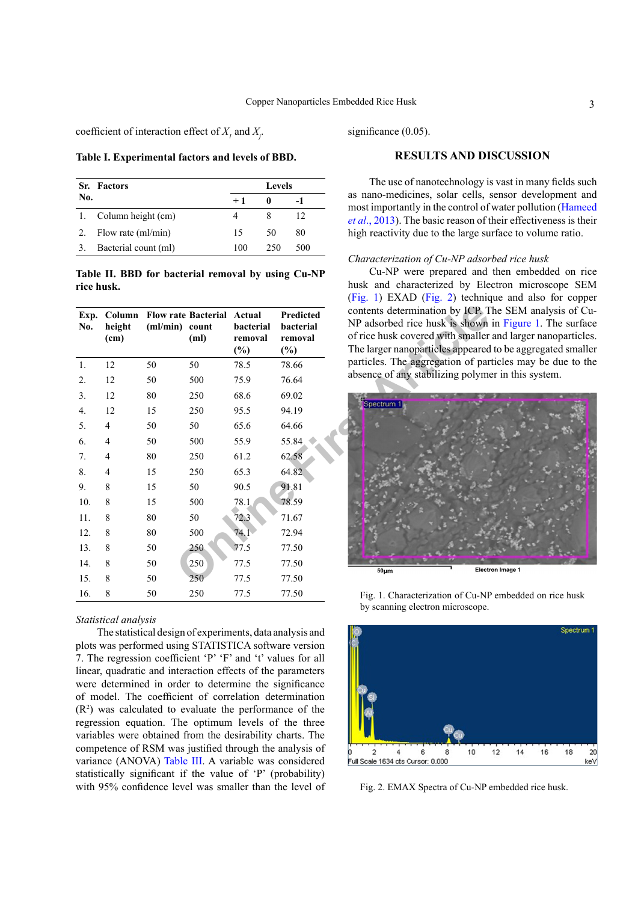coefficient of interaction effect of $X_i$ and $X_j$.

**Table I. Experimental factors and levels of BBD.**

| Sr. No. | Factors | Levels | | |
|---|---|---|---|---|
| | | +1 | 0 | -1 |
| 1. | Column height (cm) | 4 | 8 | 12 |
| 2. | Flow rate (ml/min) | 15 | 50 | 80 |
| 3. | Bacterial count (ml) | 100 | 250 | 500 |

**Table II. BBD for bacterial removal by using Cu-NP rice husk.**

| Exp. No. | Column height (cm) | Flow rate (ml/min) | Bacterial count (ml) | Actual bacterial removal (%) | Predicted bacterial removal (%) |
|---|---|---|---|---|---|
| 1. | 12 | 50 | 50 | 78.5 | 78.66 |
| 2. | 12 | 50 | 500 | 75.9 | 76.64 |
| 3. | 12 | 80 | 250 | 68.6 | 69.02 |
| 4. | 12 | 15 | 250 | 95.5 | 94.19 |
| 5. | 4 | 50 | 50 | 65.6 | 64.66 |
| 6. | 4 | 50 | 500 | 55.9 | 55.84 |
| 7. | 4 | 80 | 250 | 61.2 | 62.58 |
| 8. | 4 | 15 | 250 | 65.3 | 64.82 |
| 9. | 8 | 15 | 50 | 90.5 | 91.81 |
| 10. | 8 | 15 | 500 | 78.1 | 78.59 |
| 11. | 8 | 80 | 50 | 72.3 | 71.67 |
| 12. | 8 | 80 | 500 | 74.1 | 72.94 |
| 13. | 8 | 50 | 250 | 77.5 | 77.50 |
| 14. | 8 | 50 | 250 | 77.5 | 77.50 |
| 15. | 8 | 50 | 250 | 77.5 | 77.50 |
| 16. | 8 | 50 | 250 | 77.5 | 77.50 |

*Statistical analysis*

The statistical design of experiments, data analysis and plots was performed using STATISTICA software version 7. The regression coefficient 'P' 'F' and 't' values for all linear, quadratic and interaction effects of the parameters were determined in order to determine the significance of model. The coefficient of correlation determination ($R^2$) was calculated to evaluate the performance of the regression equation. The optimum levels of the three variables were obtained from the desirability charts. The competence of RSM was justified through the analysis of variance (ANOVA) Table III. A variable was considered statistically significant if the value of 'P' (probability) with 95% confidence level was smaller than the level of significance (0.05).

## RESULTS AND DISCUSSION

The use of nanotechnology is vast in many fields such as nano-medicines, solar cells, sensor development and most importantly in the control of water pollution (Hameed *et al*., 2013). The basic reason of their effectiveness is their high reactivity due to the large surface to volume ratio.

*Characterization of Cu-NP adsorbed rice husk*

Cu-NP were prepared and then embedded on rice husk and characterized by Electron microscope SEM (Fig. 1) EXAD (Fig. 2) technique and also for copper contents determination by ICP. The SEM analysis of Cu-NP adsorbed rice husk is shown in Figure 1. The surface of rice husk covered with smaller and larger nanoparticles. The larger nanoparticles appeared to be aggregated smaller particles. The aggregation of particles may be due to the absence of any stabilizing polymer in this system.

Fig. 1. Characterization of Cu-NP embedded on rice husk by scanning electron microscope.

Fig. 2. EMAX Spectra of Cu-NP embedded rice husk.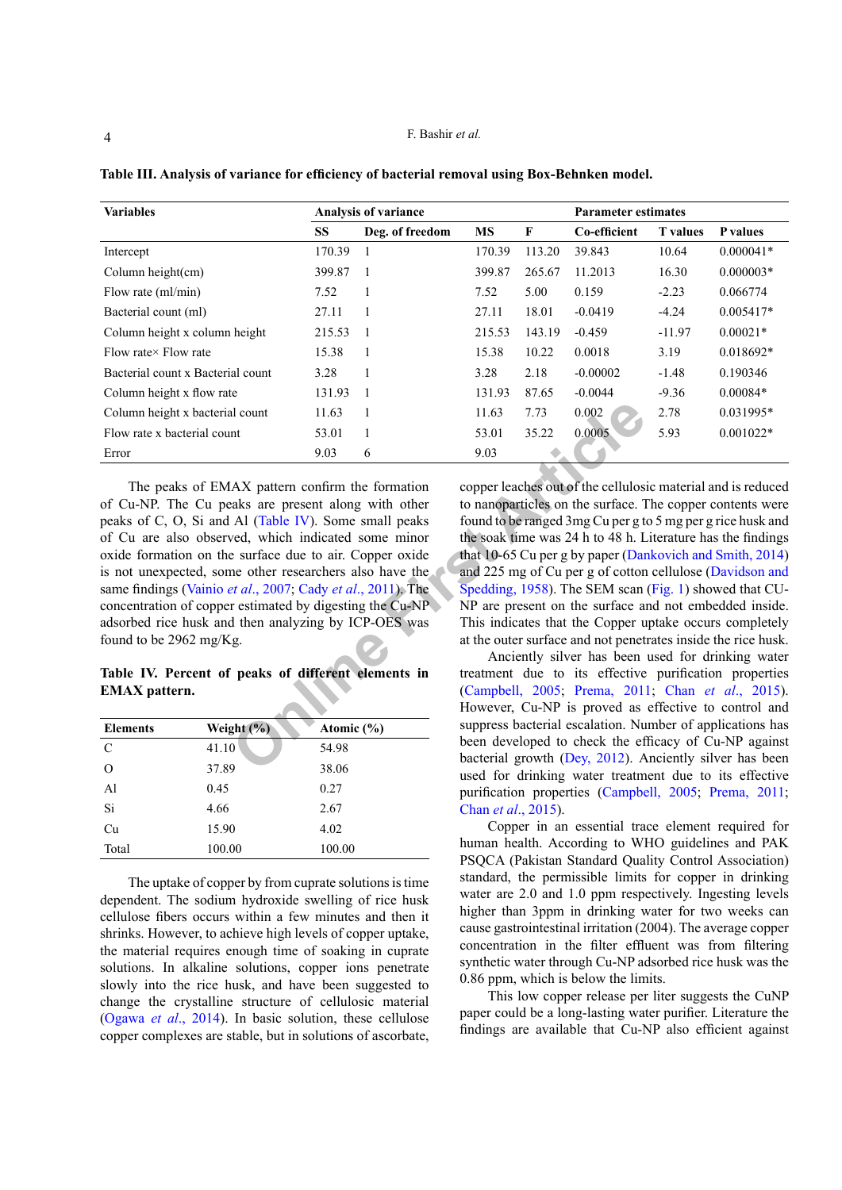**Table III. Analysis of variance for efficiency of bacterial removal using Box-Behnken model.**

| Variables | Analysis of variance | | | | Parameter estimates | | |
|---|---|---|---|---|---|---|---|
| | SS | Deg. of freedom | MS | F | Co-efficient | T values | P values |
| Intercept | 170.39 | 1 | 170.39 | 113.20 | 39.843 | 10.64 | 0.000041* |
| Column height(cm) | 399.87 | 1 | 399.87 | 265.67 | 11.2013 | 16.30 | 0.000003* |
| Flow rate (ml/min) | 7.52 | 1 | 7.52 | 5.00 | 0.159 | -2.23 | 0.066774 |
| Bacterial count (ml) | 27.11 | 1 | 27.11 | 18.01 | -0.0419 | -4.24 | 0.005417* |
| Column height x column height | 215.53 | 1 | 215.53 | 143.19 | -0.459 | -11.97 | 0.00021* |
| Flow rate× Flow rate | 15.38 | 1 | 15.38 | 10.22 | 0.0018 | 3.19 | 0.018692* |
| Bacterial count x Bacterial count | 3.28 | 1 | 3.28 | 2.18 | -0.00002 | -1.48 | 0.190346 |
| Column height x flow rate | 131.93 | 1 | 131.93 | 87.65 | -0.0044 | -9.36 | 0.00084* |
| Column height x bacterial count | 11.63 | 1 | 11.63 | 7.73 | 0.002 | 2.78 | 0.031995* |
| Flow rate x bacterial count | 53.01 | 1 | 53.01 | 35.22 | 0.0005 | 5.93 | 0.001022* |
| Error | 9.03 | 6 | 9.03 | | | | |

The peaks of EMAX pattern confirm the formation of Cu-NP. The Cu peaks are present along with other peaks of C, O, Si and Al (Table IV). Some small peaks of Cu are also observed, which indicated some minor oxide formation on the surface due to air. Copper oxide is not unexpected, some other researchers also have the same findings (Vainio *et al*., 2007; Cady *et al*., 2011). The concentration of copper estimated by digesting the Cu-NP adsorbed rice husk and then analyzing by ICP-OES was found to be 2962 mg/Kg.

**Table IV. Percent of peaks of different elements in EMAX pattern.**

| Elements | Weight (%) | Atomic (%) |
|---|---|---|
| C | 41.10 | 54.98 |
| O | 37.89 | 38.06 |
| Al | 0.45 | 0.27 |
| Si | 4.66 | 2.67 |
| Cu | 15.90 | 4.02 |
| Total | 100.00 | 100.00 |

The uptake of copper by from cuprate solutions is time dependent. The sodium hydroxide swelling of rice husk cellulose fibers occurs within a few minutes and then it shrinks. However, to achieve high levels of copper uptake, the material requires enough time of soaking in cuprate solutions. In alkaline solutions, copper ions penetrate slowly into the rice husk, and have been suggested to change the crystalline structure of cellulosic material (Ogawa *et al*., 2014). In basic solution, these cellulose copper complexes are stable, but in solutions of ascorbate, copper leaches out of the cellulosic material and is reduced to nanoparticles on the surface. The copper contents were found to be ranged 3mg Cu per g to 5 mg per g rice husk and the soak time was 24 h to 48 h. Literature has the findings that 10-65 Cu per g by paper (Dankovich and Smith, 2014) and 225 mg of Cu per g of cotton cellulose (Davidson and Spedding, 1958). The SEM scan (Fig. 1) showed that CU-NP are present on the surface and not embedded inside. This indicates that the Copper uptake occurs completely at the outer surface and not penetrates inside the rice husk.

Anciently silver has been used for drinking water treatment due to its effective purification properties (Campbell, 2005; Prema, 2011; Chan *et al*., 2015). However, Cu-NP is proved as effective to control and suppress bacterial escalation. Number of applications has been developed to check the efficacy of Cu-NP against bacterial growth (Dey, 2012). Anciently silver has been used for drinking water treatment due to its effective purification properties (Campbell, 2005; Prema, 2011; Chan *et al*., 2015).

Copper in an essential trace element required for human health. According to WHO guidelines and PAK PSQCA (Pakistan Standard Quality Control Association) standard, the permissible limits for copper in drinking water are 2.0 and 1.0 ppm respectively. Ingesting levels higher than 3ppm in drinking water for two weeks can cause gastrointestinal irritation (2004). The average copper concentration in the filter effluent was from filtering synthetic water through Cu-NP adsorbed rice husk was the 0.86 ppm, which is below the limits.

This low copper release per liter suggests the CuNP paper could be a long-lasting water purifier. Literature the findings are available that Cu-NP also efficient against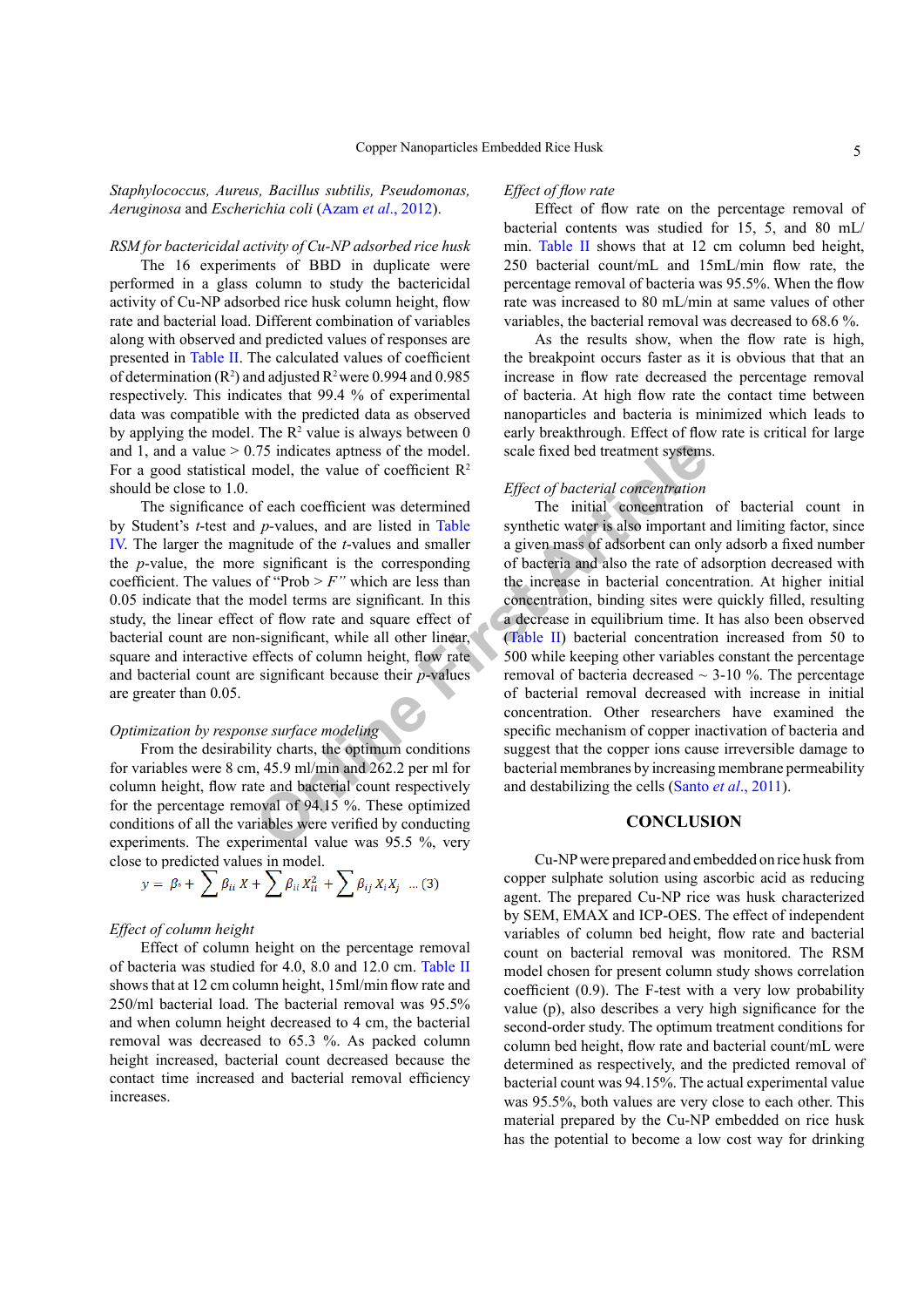*Staphylococcus, Aureus, Bacillus subtilis, Pseudomonas, Aeruginosa* and *Escherichia coli* (Azam *et al*., 2012).

*RSM for bactericidal activity of Cu-NP adsorbed rice husk*

The 16 experiments of BBD in duplicate were performed in a glass column to study the bactericidal activity of Cu-NP adsorbed rice husk column height, flow rate and bacterial load. Different combination of variables along with observed and predicted values of responses are presented in Table II. The calculated values of coefficient of determination ($R^2$) and adjusted $R^2$ were 0.994 and 0.985 respectively. This indicates that 99.4 % of experimental data was compatible with the predicted data as observed by applying the model. The $R^2$ value is always between 0 and 1, and a value > 0.75 indicates aptness of the model. For a good statistical model, the value of coefficient $R^2$ should be close to 1.0.

The significance of each coefficient was determined by Student's *t*-test and *p*-values, and are listed in Table IV. The larger the magnitude of the *t*-values and smaller the *p*-value, the more significant is the corresponding coefficient. The values of "Prob > *F"* which are less than 0.05 indicate that the model terms are significant. In this study, the linear effect of flow rate and square effect of bacterial count are non-significant, while all other linear, square and interactive effects of column height, flow rate and bacterial count are significant because their *p*-values are greater than 0.05.

*Optimization by response surface modeling*

From the desirability charts, the optimum conditions for variables were 8 cm, 45.9 ml/min and 262.2 per ml for column height, flow rate and bacterial count respectively for the percentage removal of 94.15 %. These optimized conditions of all the variables were verified by conducting experiments. The experimental value was 95.5 %, very close to predicted values in model.

$$y = \beta_0 + \sum \beta_{ii} X + \sum \beta_{ii} X_{ii}^2 + \sum \beta_{ij} X_i X_j \quad ...(3)$$

*Effect of column height*

Effect of column height on the percentage removal of bacteria was studied for 4.0, 8.0 and 12.0 cm. Table II shows that at 12 cm column height, 15ml/min flow rate and 250/ml bacterial load. The bacterial removal was 95.5% and when column height decreased to 4 cm, the bacterial removal was decreased to 65.3 %. As packed column height increased, bacterial count decreased because the contact time increased and bacterial removal efficiency increases.

*Effect of flow rate*

Effect of flow rate on the percentage removal of bacterial contents was studied for 15, 5, and 80 mL/min. Table II shows that at 12 cm column bed height, 250 bacterial count/mL and 15mL/min flow rate, the percentage removal of bacteria was 95.5%. When the flow rate was increased to 80 mL/min at same values of other variables, the bacterial removal was decreased to 68.6 %.

As the results show, when the flow rate is high, the breakpoint occurs faster as it is obvious that that an increase in flow rate decreased the percentage removal of bacteria. At high flow rate the contact time between nanoparticles and bacteria is minimized which leads to early breakthrough. Effect of flow rate is critical for large scale fixed bed treatment systems.

*Effect of bacterial concentration*

The initial concentration of bacterial count in synthetic water is also important and limiting factor, since a given mass of adsorbent can only adsorb a fixed number of bacteria and also the rate of adsorption decreased with the increase in bacterial concentration. At higher initial concentration, binding sites were quickly filled, resulting a decrease in equilibrium time. It has also been observed (Table II) bacterial concentration increased from 50 to 500 while keeping other variables constant the percentage removal of bacteria decreased ~ 3-10 %. The percentage of bacterial removal decreased with increase in initial concentration. Other researchers have examined the specific mechanism of copper inactivation of bacteria and suggest that the copper ions cause irreversible damage to bacterial membranes by increasing membrane permeability and destabilizing the cells (Santo *et al*., 2011).

## CONCLUSION

Cu-NP were prepared and embedded on rice husk from copper sulphate solution using ascorbic acid as reducing agent. The prepared Cu-NP rice was husk characterized by SEM, EMAX and ICP-OES. The effect of independent variables of column bed height, flow rate and bacterial count on bacterial removal was monitored. The RSM model chosen for present column study shows correlation coefficient (0.9). The F-test with a very low probability value (p), also describes a very high significance for the second-order study. The optimum treatment conditions for column bed height, flow rate and bacterial count/mL were determined as respectively, and the predicted removal of bacterial count was 94.15%. The actual experimental value was 95.5%, both values are very close to each other. This material prepared by the Cu-NP embedded on rice husk has the potential to become a low cost way for drinking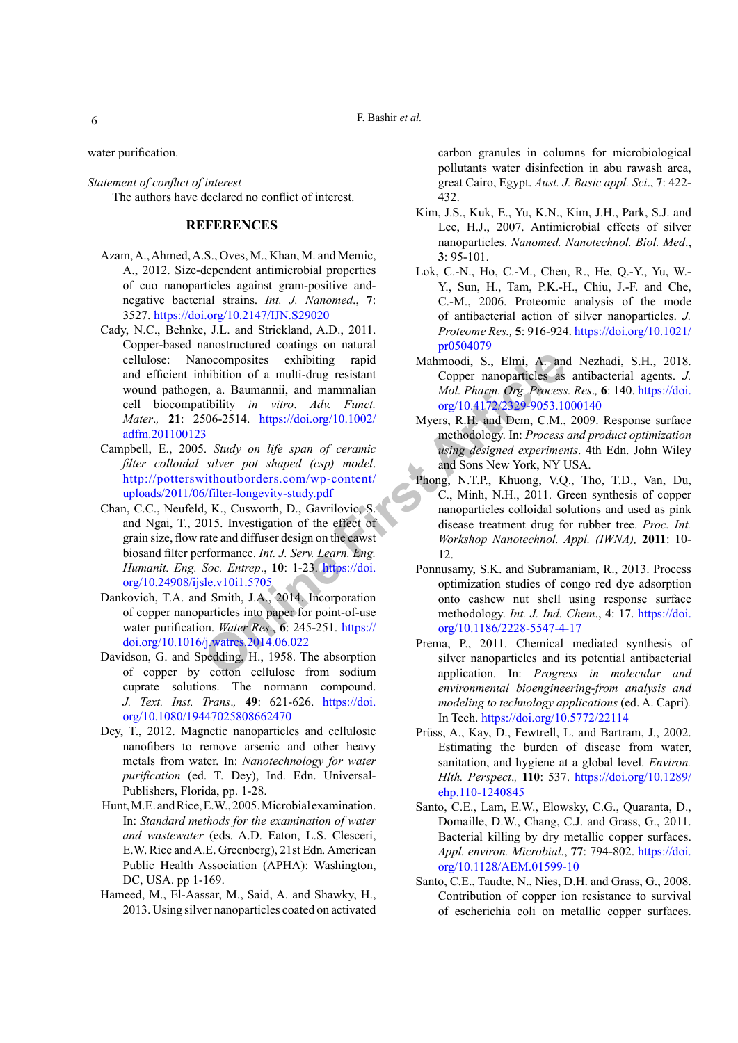water purification.

*Statement of conflict of interest*

The authors have declared no conflict of interest.

## REFERENCES

Azam, A., Ahmed, A.S., Oves, M., Khan, M. and Memic, A., 2012. Size-dependent antimicrobial properties of cuo nanoparticles against gram-positive and-negative bacterial strains. *Int. J. Nanomed*., **7**: 3527. https://doi.org/10.2147/IJN.S29020

Cady, N.C., Behnke, J.L. and Strickland, A.D., 2011. Copper-based nanostructured coatings on natural cellulose: Nanocomposites exhibiting rapid and efficient inhibition of a multi-drug resistant wound pathogen, a. Baumannii, and mammalian cell biocompatibility *in vitro*. *Adv. Funct. Mater*., **21**: 2506-2514. https://doi.org/10.1002/adfm.201100123

Campbell, E., 2005. *Study on life span of ceramic filter colloidal silver pot shaped (csp) model*. http://potterswithoutborders.com/wp-content/uploads/2011/06/filter-longevity-study.pdf

Chan, C.C., Neufeld, K., Cusworth, D., Gavrilovic, S. and Ngai, T., 2015. Investigation of the effect of grain size, flow rate and diffuser design on the cawst biosand filter performance. *Int. J. Serv. Learn. Eng. Humanit. Eng. Soc. Entrep*., **10**: 1-23. https://doi.org/10.24908/ijsle.v10i1.5705

Dankovich, T.A. and Smith, J.A., 2014. Incorporation of copper nanoparticles into paper for point-of-use water purification. *Water Res*., **6**: 245-251. https://doi.org/10.1016/j.watres.2014.06.022

Davidson, G. and Spedding, H., 1958. The absorption of copper by cotton cellulose from sodium cuprate solutions. The normann compound. *J. Text. Inst. Trans*., **49**: 621-626. https://doi.org/10.1080/19447025808662470

Dey, T., 2012. Magnetic nanoparticles and cellulosic nanofibers to remove arsenic and other heavy metals from water. In: *Nanotechnology for water purification* (ed. T. Dey), Ind. Edn. Universal-Publishers, Florida, pp. 1-28.

Hunt, M.E. and Rice, E.W., 2005. Microbial examination. In: *Standard methods for the examination of water and wastewater* (eds. Eaton, L.S. Clesceri, E.W. Rice and A.E. Greenberg), 21st Edn. American Public Health Association (APHA): Washington, DC, USA. pp 1-169.

Hameed, M., El-Aassar, M., Said, A. and Shawky, H., 2013. Using silver nanoparticles coated on activated carbon granules in columns for microbiological pollutants water disinfection in abu rawash area, great Cairo, Egypt. *Aust. J. Basic appl. Sci*., **7**: 422-432.

Kim, J.S., Kuk, E., Yu, K.N., Kim, J.H., Park, S.J. and Lee, H.J., 2007. Antimicrobial effects of silver nanoparticles. *Nanomed. Nanotechnol. Biol. Med*., **3**: 95-101.

Lok, C.-N., Ho, C.-M., Chen, R., He, Q.-Y., Yu, W.-Y., Sun, H., Tam, P.K.-H., Chiu, J.-F. and Che, C.-M., 2006. Proteomic analysis of the mode of antibacterial action of silver nanoparticles. *J. Proteome Res*., **5**: 916-924. https://doi.org/10.1021/pr0504079

Mahmoodi, S., Elmi, A. and Nezhadi, S.H., 2018. Copper nanoparticles as antibacterial agents. *J. Mol. Pharm. Org. Process. Res*., **6**: 140. https://doi.org/10.4172/2329-9053.1000140

Myers, R.H. and Dcm, C.M., 2009. Response surface methodology. In: *Process and product optimization using designed experiments*. 4th Edn. John Wiley and Sons New York, NY USA.

Phong, N.T.P., Khuong, V.Q., Tho, T.D., Van, Du, C., Minh, N.H., 2011. Green synthesis of copper nanoparticles colloidal solutions and used as pink disease treatment drug for rubber tree. *Proc. Int. Workshop Nanotechnol. Appl. (IWNA)*, **2011**: 10-12.

Ponnusamy, S.K. and Subramaniam, R., 2013. Process optimization studies of congo red dye adsorption onto cashew nut shell using response surface methodology. *Int. J. Ind. Chem*., **4**: 17. https://doi.org/10.1186/2228-5547-4-17

Prema, P., 2011. Chemical mediated synthesis of silver nanoparticles and its potential antibacterial application. In: *Progress in molecular and environmental bioengineering-from analysis and modeling to technology applications* (ed. A. Capri). In Tech. https://doi.org/10.5772/22114

Prüss, A., Kay, D., Fewtrell, L. and Bartram, J., 2002. Estimating the burden of disease from water, sanitation, and hygiene at a global level. *Environ. Hlth. Perspect*., **110**: 537. https://doi.org/10.1289/ehp.110-1240845

Santo, C.E., Lam, E.W., Elowsky, C.G., Quaranta, D., Domaille, D.W., Chang, C.J. and Grass, G., 2011. Bacterial killing by dry metallic copper surfaces. *Appl. environ. Microbial*., **77**: 794-802. https://doi.org/10.1128/AEM.01599-10

Santo, C.E., Taudte, N., Nies, D.H. and Grass, G., 2008. Contribution of copper ion resistance to survival of escherichia coli on metallic copper surfaces.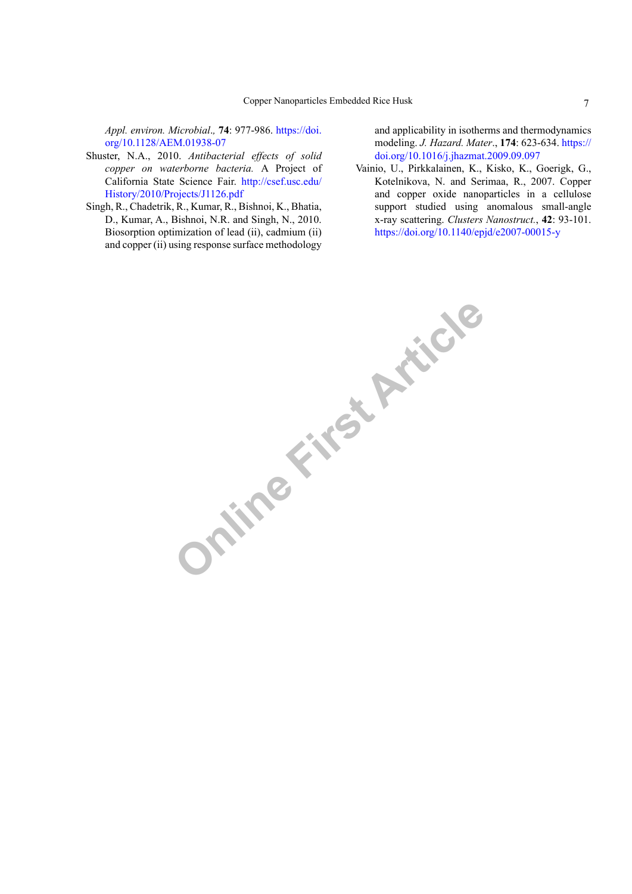*Appl. environ. Microbial.*, **74**: 977-986. https://doi.org/10.1128/AEM.01938-07

Shuster, N.A., 2010. *Antibacterial effects of solid copper on waterborne bacteria.* A Project of California State Science Fair. http://csef.usc.edu/History/2010/Projects/J1126.pdf

Singh, R., Chadetrik, R., Kumar, R., Bishnoi, K., Bhatia, D., Kumar, A., Bishnoi, N.R. and Singh, N., 2010. Biosorption optimization of lead (ii), cadmium (ii) and copper (ii) using response surface methodology and applicability in isotherms and thermodynamics modeling. *J. Hazard. Mater.*, **174**: 623-634. https://doi.org/10.1016/j.jhazmat.2009.09.097

Vainio, U., Pirkkalainen, K., Kisko, K., Goerigk, G., Kotelnikova, N. and Serimaa, R., 2007. Copper and copper oxide nanoparticles in a cellulose support studied using anomalous small-angle x-ray scattering. *Clusters Nanostruct.*, **42**: 93-101. https://doi.org/10.1140/epjd/e2007-00015-y